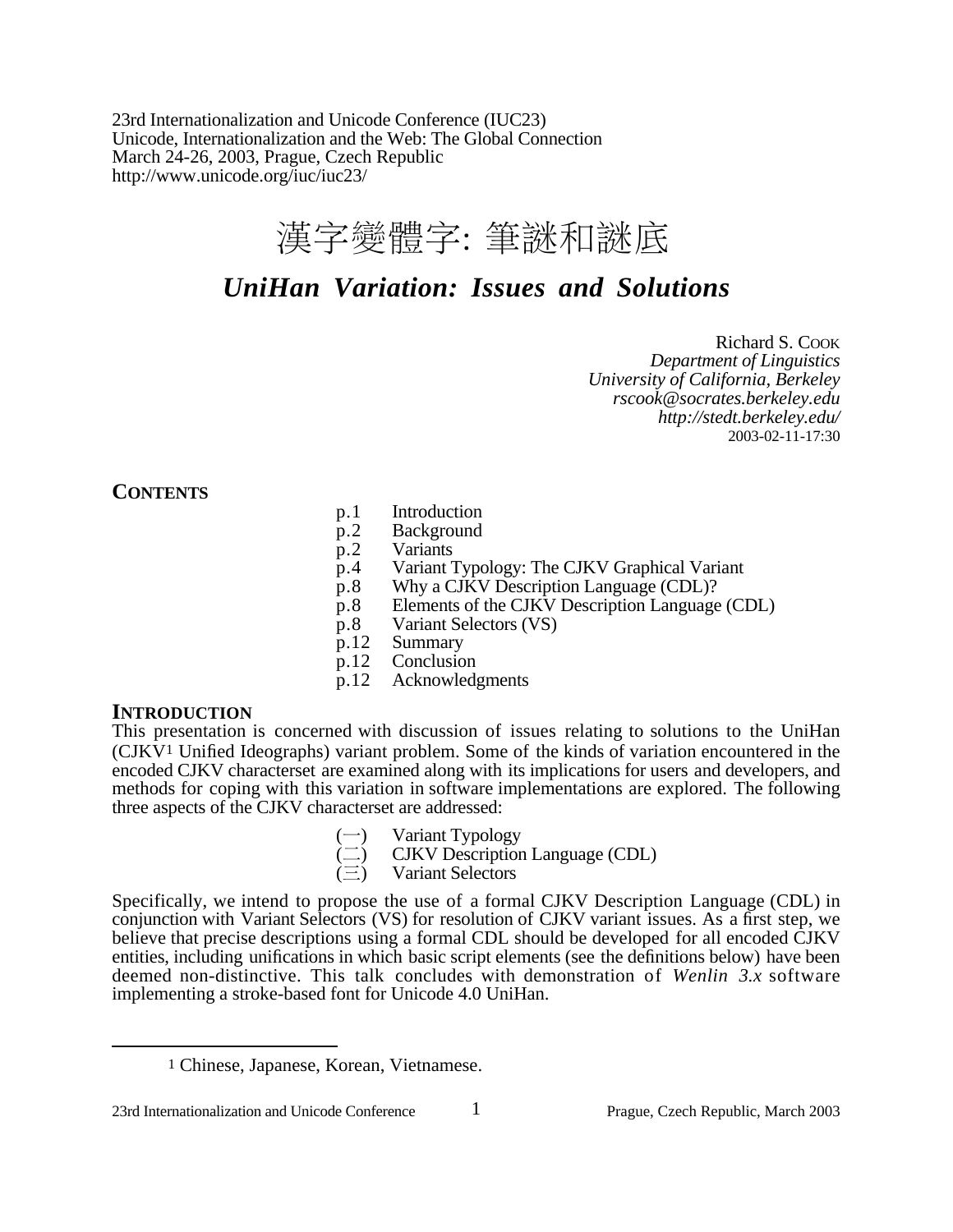23rd Internationalization and Unicode Conference (IUC23)
Unicode, Internationalization and the Web: The Global Connection
March 24-26, 2003, Prague, Czech Republic
http://www.unicode.org/iuc/iuc23/

# 漢字變體字: 筆謎和謎底

# *UniHan Variation: Issues and Solutions*

Richard S. Cook
*Department of Linguistics*
*University of California, Berkeley*
*rscook@socrates.berkeley.edu*
*http://stedt.berkeley.edu/*
2003-02-11-17:30

## CONTENTS

| | |
|---|---|
| p.1 | Introduction |
| p.2 | Background |
| p.2 | Variants |
| p.4 | Variant Typology: The CJKV Graphical Variant |
| p.8 | Why a CJKV Description Language (CDL)? |
| p.8 | Elements of the CJKV Description Language (CDL) |
| p.8 | Variant Selectors (VS) |
| p.12 | Summary |
| p.12 | Conclusion |
| p.12 | Acknowledgments |

## INTRODUCTION

This presentation is concerned with discussion of issues relating to solutions to the UniHan (CJKV[1] Unified Ideographs) variant problem. Some of the kinds of variation encountered in the encoded CJKV characterset are examined along with its implications for users and developers, and methods for coping with this variation in software implementations are explored. The following three aspects of the CJKV characterset are addressed:

(一) Variant Typology
(二) CJKV Description Language (CDL)
(三) Variant Selectors

Specifically, we intend to propose the use of a formal CJKV Description Language (CDL) in conjunction with Variant Selectors (VS) for resolution of CJKV variant issues. As a first step, we believe that precise descriptions using a formal CDL should be developed for all encoded CJKV entities, including unifications in which basic script elements (see the definitions below) have been deemed non-distinctive. This talk concludes with demonstration of *Wenlin 3.x* software implementing a stroke-based font for Unicode 4.0 UniHan.

---

[1] Chinese, Japanese, Korean, Vietnamese.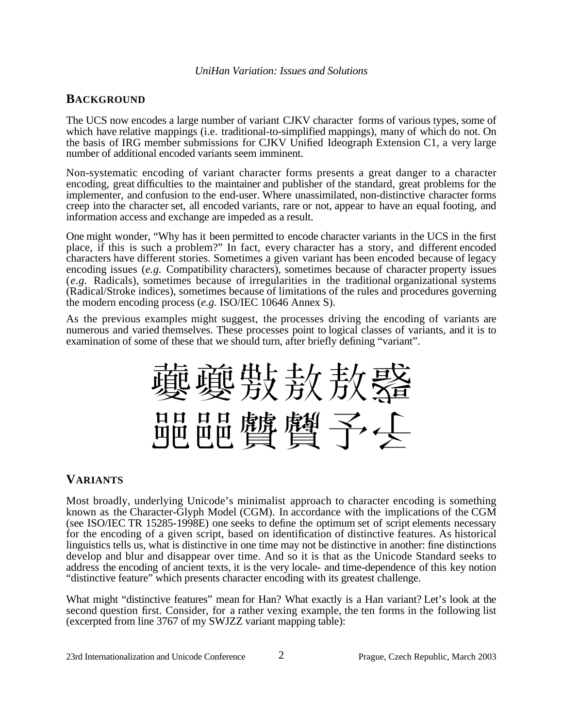## BACKGROUND

The UCS now encodes a large number of variant CJKV character forms of various types, some of which have relative mappings (i.e. traditional-to-simplified mappings), many of which do not. On the basis of IRG member submissions for CJKV Unified Ideograph Extension C1, a very large number of additional encoded variants seem imminent.

Non-systematic encoding of variant character forms presents a great danger to a character encoding, great difficulties to the maintainer and publisher of the standard, great problems for the implementer, and confusion to the end-user. Where unassimilated, non-distinctive character forms creep into the character set, all encoded variants, rare or not, appear to have an equal footing, and information access and exchange are impeded as a result.

One might wonder, "Why has it been permitted to encode character variants in the UCS in the first place, if this is such a problem?" In fact, every character has a story, and different encoded characters have different stories. Sometimes a given variant has been encoded because of legacy encoding issues (*e.g.* Compatibility characters), sometimes because of character property issues (*e.g.* Radicals), sometimes because of irregularities in the traditional organizational systems (Radical/Stroke indices), sometimes because of limitations of the rules and procedures governing the modern encoding process (*e.g.* ISO/IEC 10646 Annex S).

As the previous examples might suggest, the processes driving the encoding of variants are numerous and varied themselves. These processes point to logical classes of variants, and it is to examination of some of these that we should turn, after briefly defining "variant".

蘷蘷㱿敖敖鼇

𨛜𨛜贊贊予𠂇

## VARIANTS

Most broadly, underlying Unicode's minimalist approach to character encoding is something known as the Character-Glyph Model (CGM). In accordance with the implications of the CGM (see ISO/IEC TR 15285-1998E) one seeks to define the optimum set of script elements necessary for the encoding of a given script, based on identification of distinctive features. As historical linguistics tells us, what is distinctive in one time may not be distinctive in another: fine distinctions develop and blur and disappear over time. And so it is that as the Unicode Standard seeks to address the encoding of ancient texts, it is the very locale- and time-dependence of this key notion "distinctive feature" which presents character encoding with its greatest challenge.

What might "distinctive features" mean for Han? What exactly is a Han variant? Let's look at the second question first. Consider, for a rather vexing example, the ten forms in the following list (excerpted from line 3767 of my SWJZZ variant mapping table):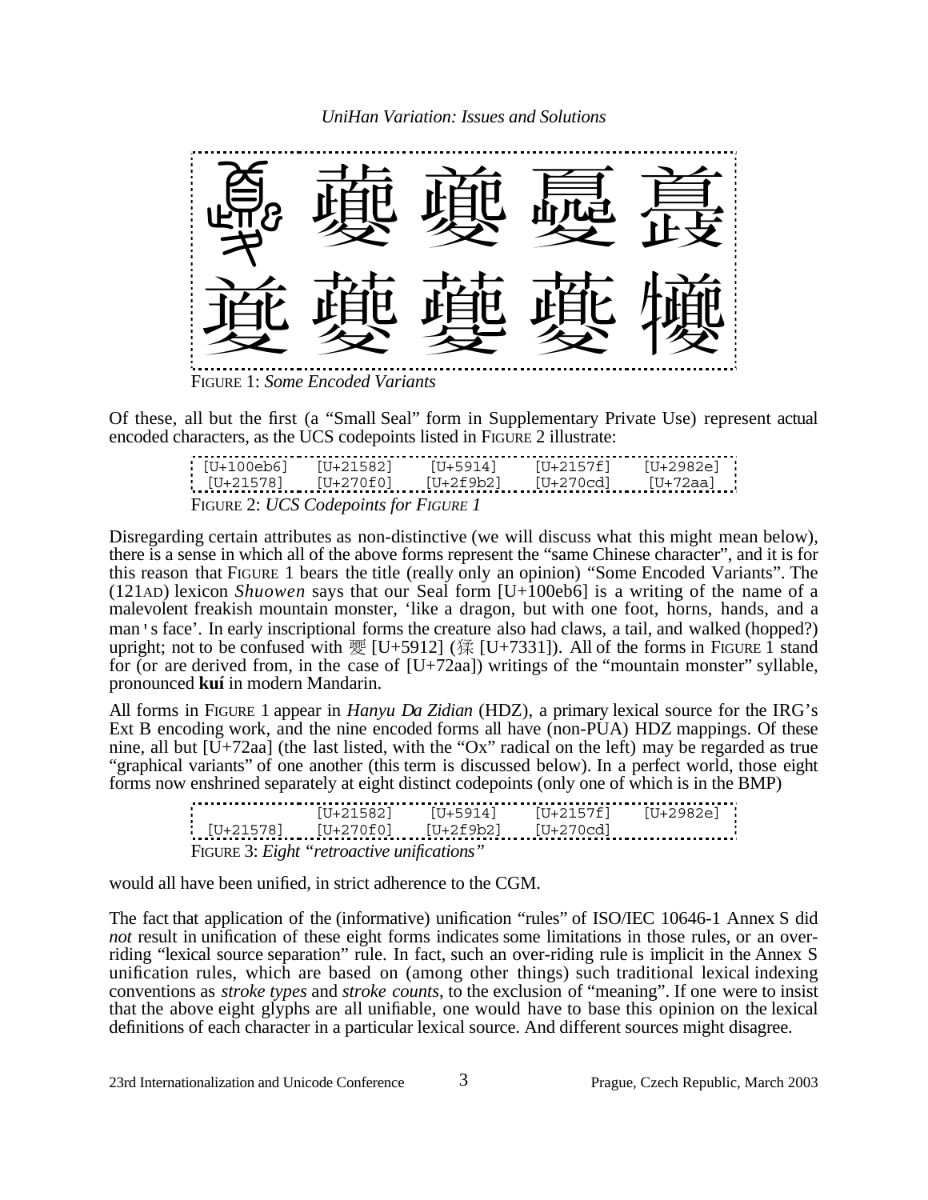Figure 1 contains ten glyphs, arranged in two rows of five:

夔 (Small Seal form) 𡖂 夔 𡕿 𩠮

𡕸 𧃰 𧃰 𧃍 犪

FIGURE 1: *Some Encoded Variants*

Of these, all but the first (a "Small Seal" form in Supplementary Private Use) represent actual encoded characters, as the UCS codepoints listed in FIGURE 2 illustrate:

| | | | | |
|---|---|---|---|---|
| [U+100eb6] | [U+21582] | [U+5914] | [U+2157f] | [U+2982e] |
| [U+21578] | [U+270f0] | [U+2f9b2] | [U+270cd] | [U+72aa] |

FIGURE 2: *UCS Codepoints for FIGURE 1*

Disregarding certain attributes as non-distinctive (we will discuss what this might mean below), there is a sense in which all of the above forms represent the "same Chinese character", and it is for this reason that FIGURE 1 bears the title (really only an opinion) "Some Encoded Variants". The (121AD) lexicon *Shuowen* says that our Seal form [U+100eb6] is a writing of the name of a malevolent freakish mountain monster, 'like a dragon, but with one foot, horns, hands, and a man's face'. In early inscriptional forms the creature also had claws, a tail, and walked (hopped?) upright; not to be confused with 夒 [U+5912] (猱 [U+7331]). All of the forms in FIGURE 1 stand for (or are derived from, in the case of [U+72aa]) writings of the "mountain monster" syllable, pronounced **kuí** in modern Mandarin.

All forms in FIGURE 1 appear in *Hanyu Da Zidian* (HDZ), a primary lexical source for the IRG's Ext B encoding work, and the nine encoded forms all have (non-PUA) HDZ mappings. Of these nine, all but [U+72aa] (the last listed, with the "Ox" radical on the left) may be regarded as true "graphical variants" of one another (this term is discussed below). In a perfect world, those eight forms now enshrined separately at eight distinct codepoints (only one of which is in the BMP)

| | | | | |
|---|---|---|---|---|
| | [U+21582] | [U+5914] | [U+2157f] | [U+2982e] |
| [U+21578] | [U+270f0] | [U+2f9b2] | [U+270cd] | |

FIGURE 3: *Eight "retroactive unifications"*

would all have been unified, in strict adherence to the CGM.

The fact that application of the (informative) unification "rules" of ISO/IEC 10646-1 Annex S did *not* result in unification of these eight forms indicates some limitations in those rules, or an over-riding "lexical source separation" rule. In fact, such an over-riding rule is implicit in the Annex S unification rules, which are based on (among other things) such traditional lexical indexing conventions as *stroke types* and *stroke counts*, to the exclusion of "meaning". If one were to insist that the above eight glyphs are all unifiable, one would have to base this opinion on the lexical definitions of each character in a particular lexical source. And different sources might disagree.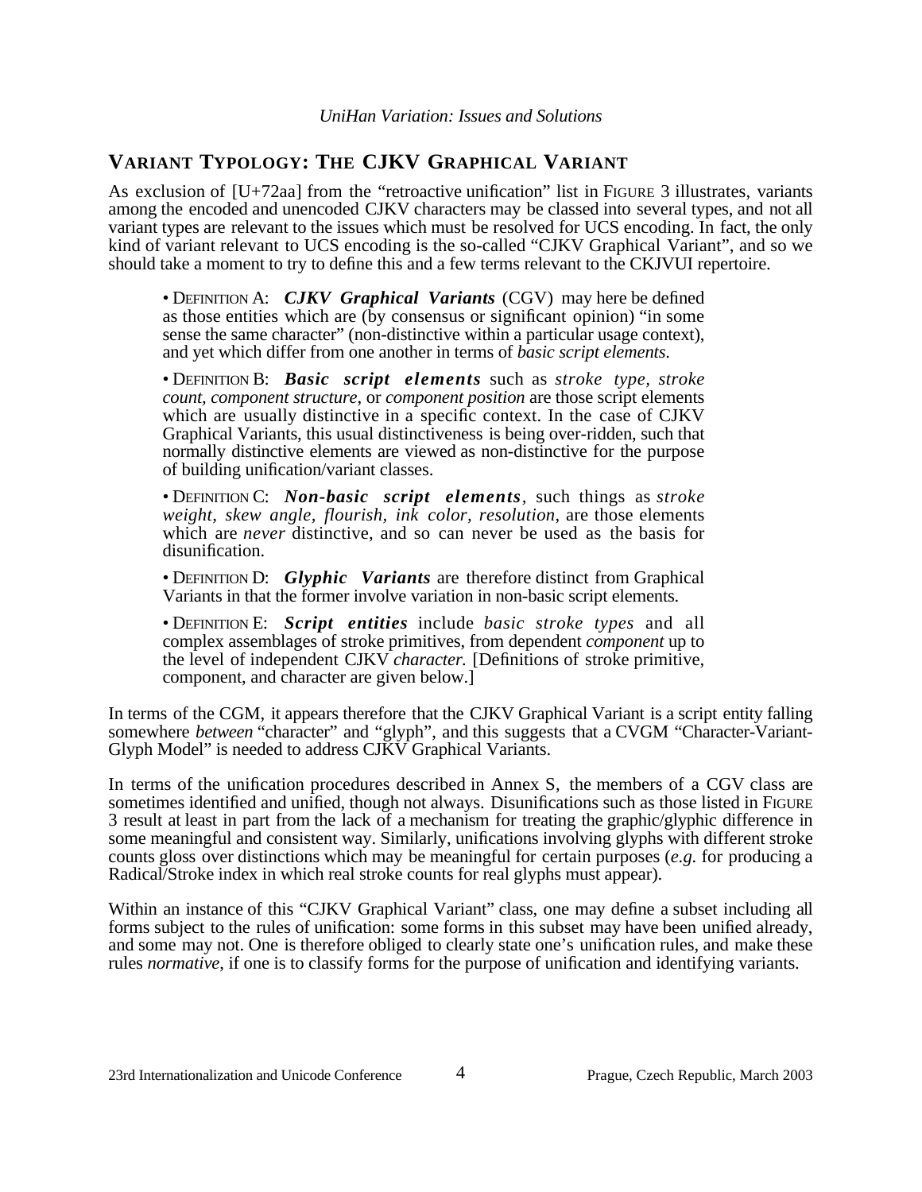## VARIANT TYPOLOGY: THE CJKV GRAPHICAL VARIANT

As exclusion of [U+72aa] from the "retroactive unification" list in FIGURE 3 illustrates, variants among the encoded and unencoded CJKV characters may be classed into several types, and not all variant types are relevant to the issues which must be resolved for UCS encoding. In fact, the only kind of variant relevant to UCS encoding is the so-called "CJKV Graphical Variant", and so we should take a moment to try to define this and a few terms relevant to the CKJVUI repertoire.

> • DEFINITION A: ***CJKV Graphical Variants*** (CGV) may here be defined as those entities which are (by consensus or significant opinion) "in some sense the same character" (non-distinctive within a particular usage context), and yet which differ from one another in terms of *basic script elements*.
>
> • DEFINITION B: ***Basic script elements*** such as *stroke type, stroke count, component structure*, or *component position* are those script elements which are usually distinctive in a specific context. In the case of CJKV Graphical Variants, this usual distinctiveness is being over-ridden, such that normally distinctive elements are viewed as non-distinctive for the purpose of building unification/variant classes.
>
> • DEFINITION C: ***Non-basic script elements***, such things as *stroke weight, skew angle, flourish, ink color, resolution*, are those elements which are *never* distinctive, and so can never be used as the basis for disunification.
>
> • DEFINITION D: ***Glyphic Variants*** are therefore distinct from Graphical Variants in that the former involve variation in non-basic script elements.
>
> • DEFINITION E: ***Script entities*** include *basic stroke types* and all complex assemblages of stroke primitives, from dependent *component* up to the level of independent CJKV *character.* [Definitions of stroke primitive, component, and character are given below.]

In terms of the CGM, it appears therefore that the CJKV Graphical Variant is a script entity falling somewhere *between* "character" and "glyph", and this suggests that a CVGM "Character-Variant-Glyph Model" is needed to address CJKV Graphical Variants.

In terms of the unification procedures described in Annex S, the members of a CGV class are sometimes identified and unified, though not always. Disunifications such as those listed in FIGURE 3 result at least in part from the lack of a mechanism for treating the graphic/glyphic difference in some meaningful and consistent way. Similarly, unifications involving glyphs with different stroke counts gloss over distinctions which may be meaningful for certain purposes (*e.g.* for producing a Radical/Stroke index in which real stroke counts for real glyphs must appear).

Within an instance of this "CJKV Graphical Variant" class, one may define a subset including all forms subject to the rules of unification: some forms in this subset may have been unified already, and some may not. One is therefore obliged to clearly state one's unification rules, and make these rules *normative*, if one is to classify forms for the purpose of unification and identifying variants.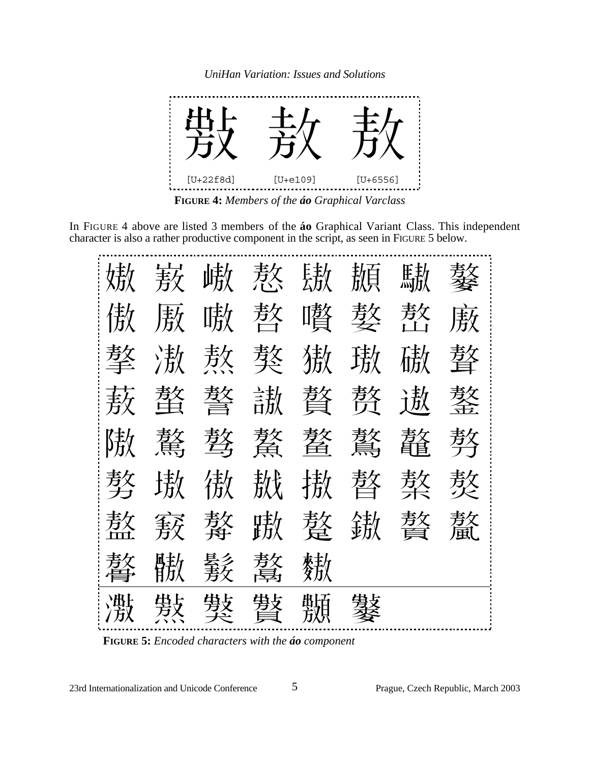| 𢾍 | 敖 | 敖 |
|---|---|---|
| [U+22f8d] | [U+e109] | [U+6556] |

**FIGURE 4:** *Members of the **áo** Graphical Varclass*

In FIGURE 4 above are listed 3 members of the **áo** Graphical Variant Class. This independent character is also a rather productive component in the script, as seen in FIGURE 5 below.

嫯 𡫐 嶅 慠 𨺞 顤 驐 鏊
傲 厫 嗷 嗸 嚽 嫯 𠙦 廒
摮 滶 熬 獒 獓 璈 磝 聱
蔜 螯 謷 謸 贅 赘 遨 鏊
隞 鷔 骜 鰲 鳌 鷔 鼇 勢
𠢕 墽 傲 𢧏 擏 𥈕 𥜗 𤏶
盩 𥧂 𦬼 𨇚 𨇙 𨬊 贅 鼇
聱 𩨠 鷔 𩫌 麯

濷 熬 獒 贅 顤 鷔

**FIGURE 5:** *Encoded characters with the **áo** component*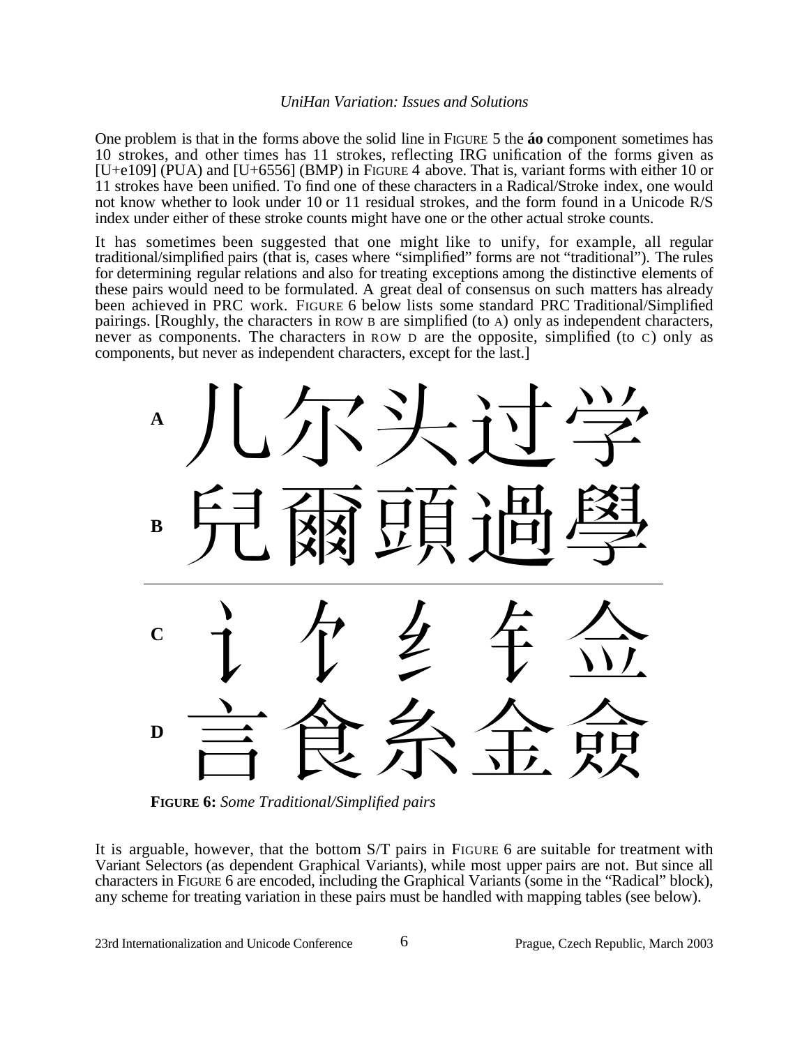One problem is that in the forms above the solid line in FIGURE 5 the **áo** component sometimes has 10 strokes, and other times has 11 strokes, reflecting IRG unification of the forms given as [U+e109] (PUA) and [U+6556] (BMP) in FIGURE 4 above. That is, variant forms with either 10 or 11 strokes have been unified. To find one of these characters in a Radical/Stroke index, one would not know whether to look under 10 or 11 residual strokes, and the form found in a Unicode R/S index under either of these stroke counts might have one or the other actual stroke counts.

It has sometimes been suggested that one might like to unify, for example, all regular traditional/simplified pairs (that is, cases where "simplified" forms are not "traditional"). The rules for determining regular relations and also for treating exceptions among the distinctive elements of these pairs would need to be formulated. A great deal of consensus on such matters has already been achieved in PRC work. FIGURE 6 below lists some standard PRC Traditional/Simplified pairings. [Roughly, the characters in ROW B are simplified (to A) only as independent characters, never as components. The characters in ROW D are the opposite, simplified (to C) only as components, but never as independent characters, except for the last.]

| | | | | | |
|---|---|---|---|---|---|
| **A** | 儿 | 尔 | 头 | 过 | 学 |
| **B** | 兒 | 爾 | 頭 | 過 | 學 |
| **C** | 讠 | 饣 | 纟 | 钅 | 佥 |
| **D** | 言 | 食 | 糸 | 金 | 僉 |

**FIGURE 6:** *Some Traditional/Simplified pairs*

It is arguable, however, that the bottom S/T pairs in FIGURE 6 are suitable for treatment with Variant Selectors (as dependent Graphical Variants), while most upper pairs are not. But since all characters in FIGURE 6 are encoded, including the Graphical Variants (some in the "Radical" block), any scheme for treating variation in these pairs must be handled with mapping tables (see below).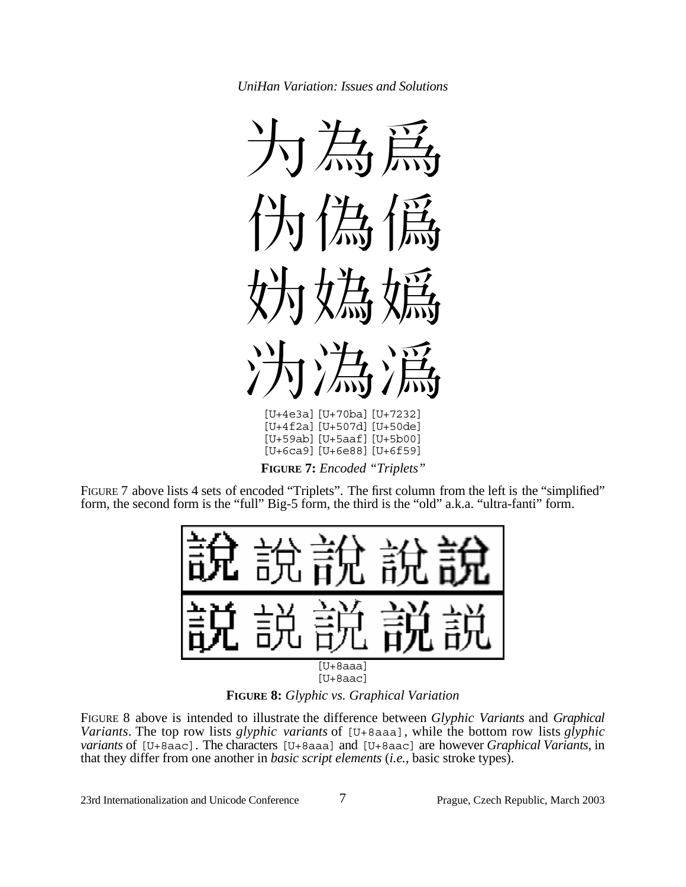为為爲
伪偽僞
妫嬀媯
沩溈潙

[U+4e3a] [U+70ba] [U+7232]
[U+4f2a] [U+507d] [U+50de]
[U+59ab] [U+5aaf] [U+5b00]
[U+6ca9] [U+6e88] [U+6f59]

**FIGURE 7:** *Encoded "Triplets"*

FIGURE 7 above lists 4 sets of encoded "Triplets". The first column from the left is the "simplified" form, the second form is the "full" Big-5 form, the third is the "old" a.k.a. "ultra-fanti" form.

| 說 說 說 說 說 |
|---|
| 説 説 説 説 説 |

[U+8aaa]
[U+8aac]

**FIGURE 8:** *Glyphic vs. Graphical Variation*

FIGURE 8 above is intended to illustrate the difference between *Glyphic Variants* and *Graphical Variants*. The top row lists *glyphic variants* of [U+8aaa], while the bottom row lists *glyphic variants* of [U+8aac]. The characters [U+8aaa] and [U+8aac] are however *Graphical Variants*, in that they differ from one another in *basic script elements* (*i.e.*, basic stroke types).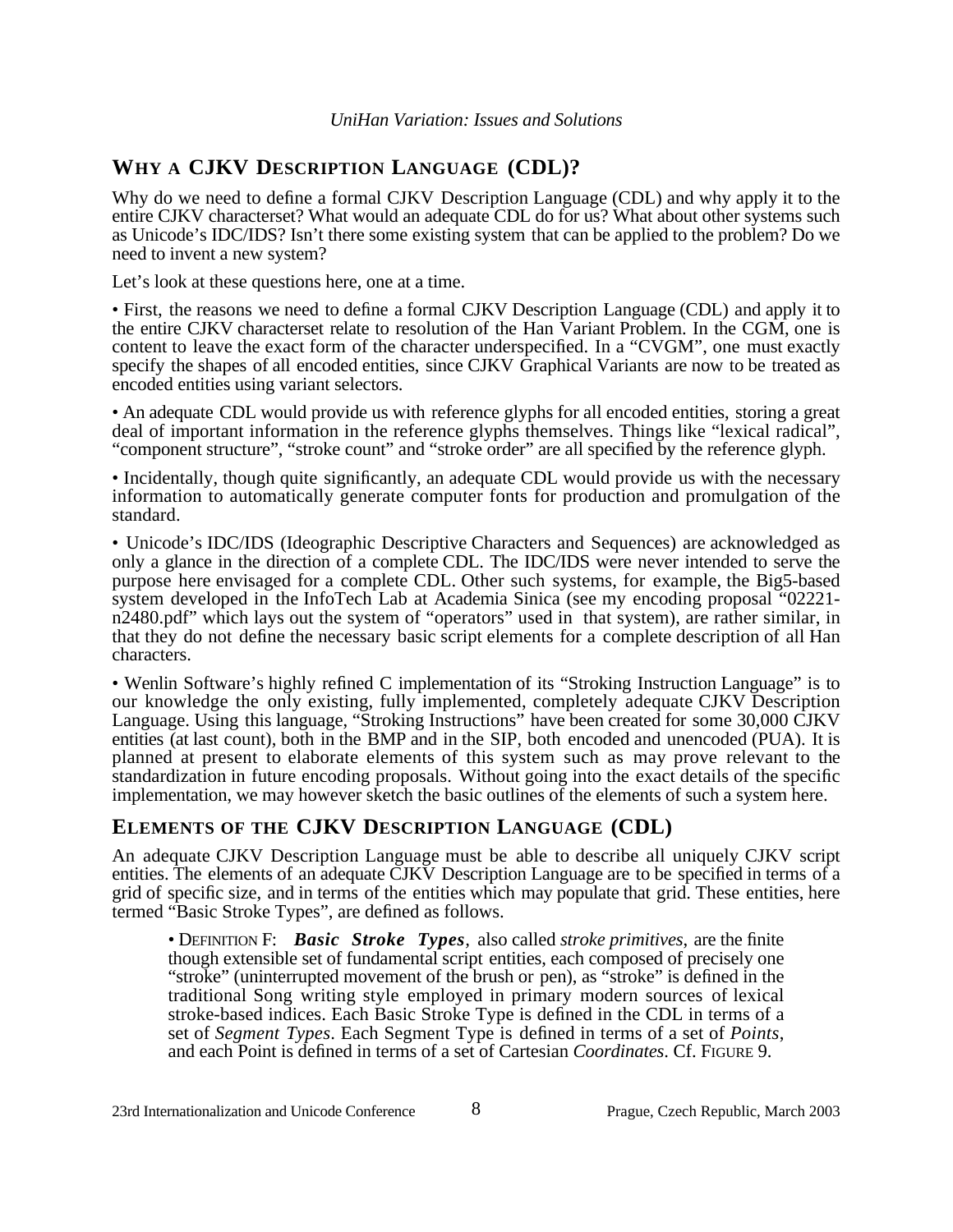## WHY A CJKV DESCRIPTION LANGUAGE (CDL)?

Why do we need to define a formal CJKV Description Language (CDL) and why apply it to the entire CJKV characterset? What would an adequate CDL do for us? What about other systems such as Unicode's IDC/IDS? Isn't there some existing system that can be applied to the problem? Do we need to invent a new system?

Let's look at these questions here, one at a time.

• First, the reasons we need to define a formal CJKV Description Language (CDL) and apply it to the entire CJKV characterset relate to resolution of the Han Variant Problem. In the CGM, one is content to leave the exact form of the character underspecified. In a "CVGM", one must exactly specify the shapes of all encoded entities, since CJKV Graphical Variants are now to be treated as encoded entities using variant selectors.

• An adequate CDL would provide us with reference glyphs for all encoded entities, storing a great deal of important information in the reference glyphs themselves. Things like "lexical radical", "component structure", "stroke count" and "stroke order" are all specified by the reference glyph.

• Incidentally, though quite significantly, an adequate CDL would provide us with the necessary information to automatically generate computer fonts for production and promulgation of the standard.

• Unicode's IDC/IDS (Ideographic Descriptive Characters and Sequences) are acknowledged as only a glance in the direction of a complete CDL. The IDC/IDS were never intended to serve the purpose here envisaged for a complete CDL. Other such systems, for example, the Big5-based system developed in the InfoTech Lab at Academia Sinica (see my encoding proposal "02221-n2480.pdf" which lays out the system of "operators" used in that system), are rather similar, in that they do not define the necessary basic script elements for a complete description of all Han characters.

• Wenlin Software's highly refined C implementation of its "Stroking Instruction Language" is to our knowledge the only existing, fully implemented, completely adequate CJKV Description Language. Using this language, "Stroking Instructions" have been created for some 30,000 CJKV entities (at last count), both in the BMP and in the SIP, both encoded and unencoded (PUA). It is planned at present to elaborate elements of this system such as may prove relevant to the standardization in future encoding proposals. Without going into the exact details of the specific implementation, we may however sketch the basic outlines of the elements of such a system here.

## ELEMENTS OF THE CJKV DESCRIPTION LANGUAGE (CDL)

An adequate CJKV Description Language must be able to describe all uniquely CJKV script entities. The elements of an adequate CJKV Description Language are to be specified in terms of a grid of specific size, and in terms of the entities which may populate that grid. These entities, here termed "Basic Stroke Types", are defined as follows.

> • DEFINITION F: ***Basic Stroke Types***, also called *stroke primitives*, are the finite though extensible set of fundamental script entities, each composed of precisely one "stroke" (uninterrupted movement of the brush or pen), as "stroke" is defined in the traditional Song writing style employed in primary modern sources of lexical stroke-based indices. Each Basic Stroke Type is defined in the CDL in terms of a set of *Segment Types*. Each Segment Type is defined in terms of a set of *Points*, and each Point is defined in terms of a set of Cartesian *Coordinates*. Cf. FIGURE 9.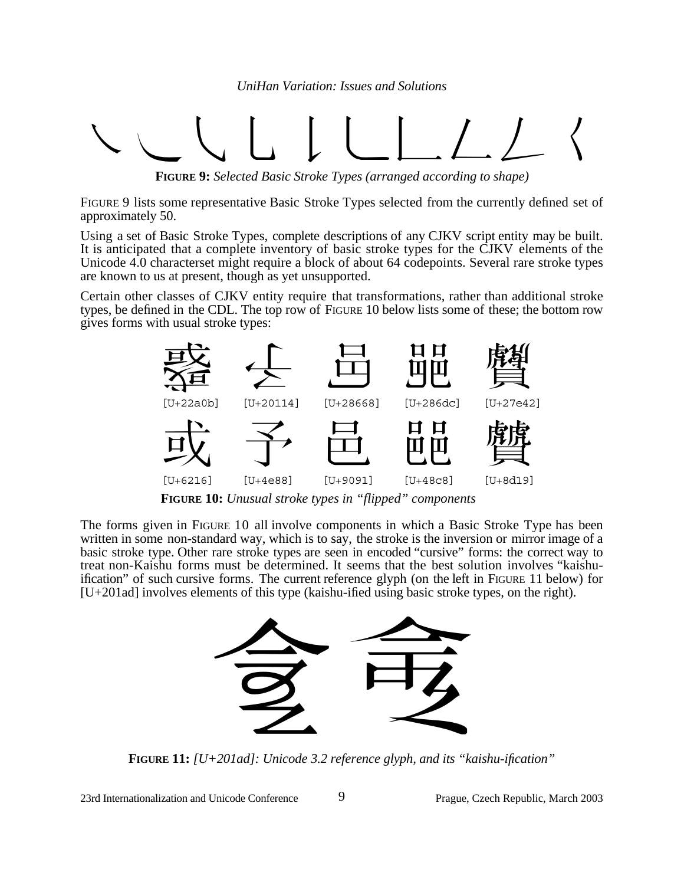**FIGURE 9:** *Selected Basic Stroke Types (arranged according to shape)*

FIGURE 9 lists some representative Basic Stroke Types selected from the currently defined set of approximately 50.

Using a set of Basic Stroke Types, complete descriptions of any CJKV script entity may be built. It is anticipated that a complete inventory of basic stroke types for the CJKV elements of the Unicode 4.0 characterset might require a block of about 64 codepoints. Several rare stroke types are known to us at present, though as yet unsupported.

Certain other classes of CJKV entity require that transformations, rather than additional stroke types, be defined in the CDL. The top row of FIGURE 10 below lists some of these; the bottom row gives forms with usual stroke types:

[U+22a0b] [U+20114] [U+28668] [U+286dc] [U+27e42]

戓 [U+6216] 予 [U+4e88] 邑 [U+9091] 䢈 [U+48c8] 贙 [U+8d19]

**FIGURE 10:** *Unusual stroke types in "flipped" components*

The forms given in FIGURE 10 all involve components in which a Basic Stroke Type has been written in some non-standard way, which is to say, the stroke is the inversion or mirror image of a basic stroke type. Other rare stroke types are seen in encoded "cursive" forms: the correct way to treat non-Kaishu forms must be determined. It seems that the best solution involves "kaishu-ification" of such cursive forms. The current reference glyph (on the left in FIGURE 11 below) for [U+201ad] involves elements of this type (kaishu-ified using basic stroke types, on the right).

**FIGURE 11:** *[U+201ad]: Unicode 3.2 reference glyph, and its "kaishu-ification"*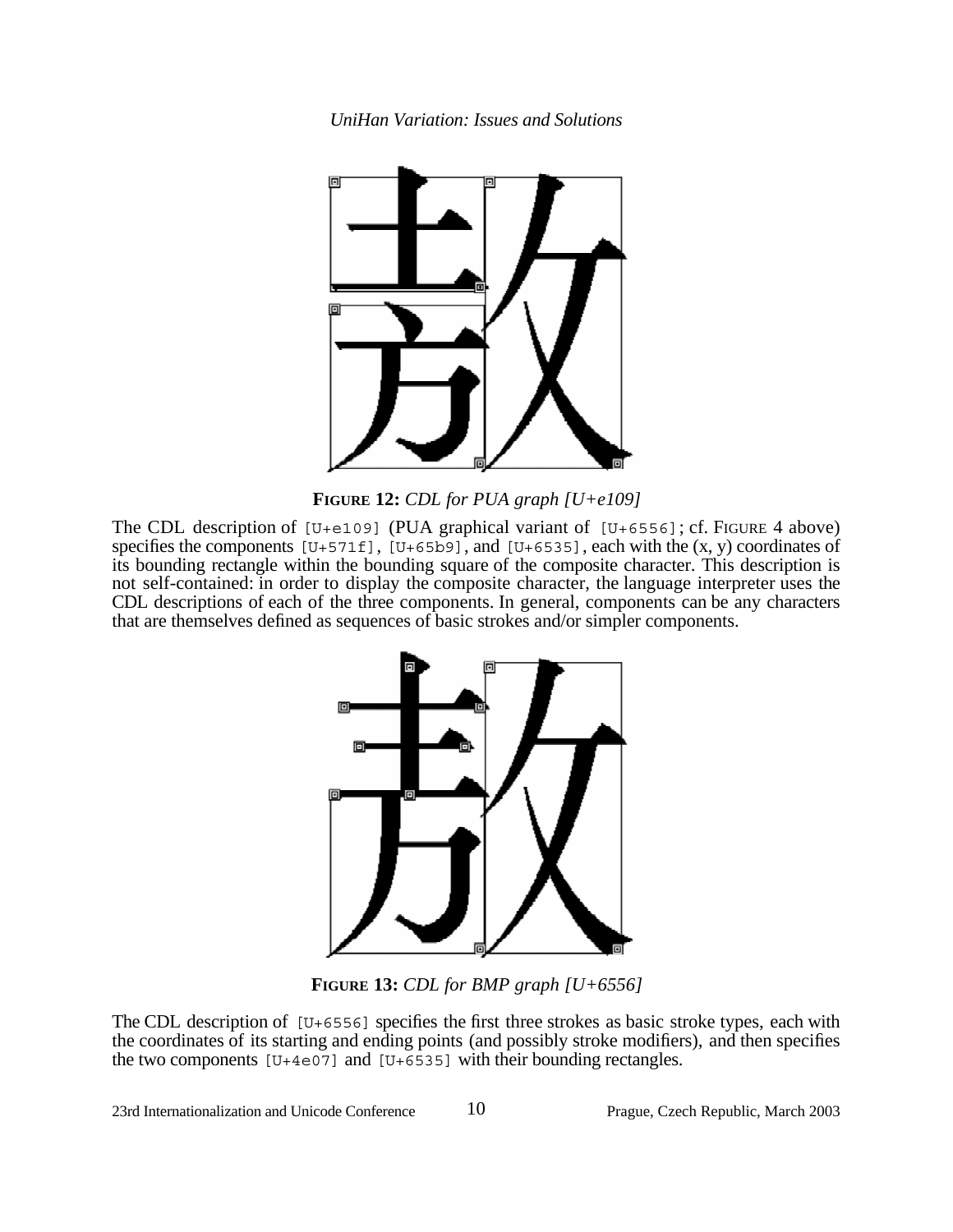**FIGURE 12:** *CDL for PUA graph [U+e109]*

The CDL description of `[U+e109]` (PUA graphical variant of `[U+6556]`; cf. FIGURE 4 above) specifies the components `[U+571f]`, `[U+65b9]`, and `[U+6535]`, each with the (x, y) coordinates of its bounding rectangle within the bounding square of the composite character. This description is not self-contained: in order to display the composite character, the language interpreter uses the CDL descriptions of each of the three components. In general, components can be any characters that are themselves defined as sequences of basic strokes and/or simpler components.

**FIGURE 13:** *CDL for BMP graph [U+6556]*

The CDL description of `[U+6556]` specifies the first three strokes as basic stroke types, each with the coordinates of its starting and ending points (and possibly stroke modifiers), and then specifies the two components `[U+4e07]` and `[U+6535]` with their bounding rectangles.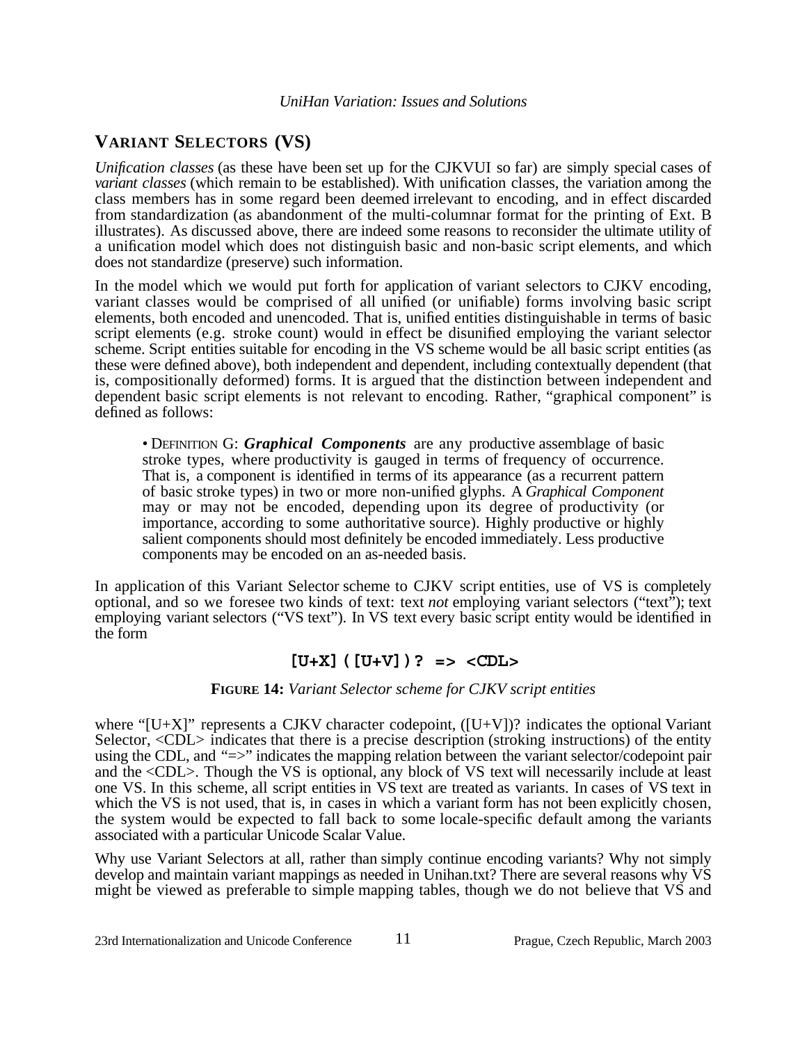## VARIANT SELECTORS (VS)

*Unification classes* (as these have been set up for the CJKVUI so far) are simply special cases of *variant classes* (which remain to be established). With unification classes, the variation among the class members has in some regard been deemed irrelevant to encoding, and in effect discarded from standardization (as abandonment of the multi-columnar format for the printing of Ext. B illustrates). As discussed above, there are indeed some reasons to reconsider the ultimate utility of a unification model which does not distinguish basic and non-basic script elements, and which does not standardize (preserve) such information.

In the model which we would put forth for application of variant selectors to CJKV encoding, variant classes would be comprised of all unified (or unifiable) forms involving basic script elements, both encoded and unencoded. That is, unified entities distinguishable in terms of basic script elements (e.g. stroke count) would in effect be disunified employing the variant selector scheme. Script entities suitable for encoding in the VS scheme would be all basic script entities (as these were defined above), both independent and dependent, including contextually dependent (that is, compositionally deformed) forms. It is argued that the distinction between independent and dependent basic script elements is not relevant to encoding. Rather, "graphical component" is defined as follows:

> • DEFINITION G: ***Graphical Components*** are any productive assemblage of basic stroke types, where productivity is gauged in terms of frequency of occurrence. That is, a component is identified in terms of its appearance (as a recurrent pattern of basic stroke types) in two or more non-unified glyphs. A *Graphical Component* may or may not be encoded, depending upon its degree of productivity (or importance, according to some authoritative source). Highly productive or highly salient components should most definitely be encoded immediately. Less productive components may be encoded on an as-needed basis.

In application of this Variant Selector scheme to CJKV script entities, use of VS is completely optional, and so we foresee two kinds of text: text *not* employing variant selectors ("text"); text employing variant selectors ("VS text"). In VS text every basic script entity would be identified in the form

```
[U+X]([U+V])? => <CDL>
```

**FIGURE 14:** *Variant Selector scheme for CJKV script entities*

where "[U+X]" represents a CJKV character codepoint, ([U+V])? indicates the optional Variant Selector, <CDL> indicates that there is a precise description (stroking instructions) of the entity using the CDL, and "=>" indicates the mapping relation between the variant selector/codepoint pair and the <CDL>. Though the VS is optional, any block of VS text will necessarily include at least one VS. In this scheme, all script entities in VS text are treated as variants. In cases of VS text in which the VS is not used, that is, in cases in which a variant form has not been explicitly chosen, the system would be expected to fall back to some locale-specific default among the variants associated with a particular Unicode Scalar Value.

Why use Variant Selectors at all, rather than simply continue encoding variants? Why not simply develop and maintain variant mappings as needed in Unihan.txt? There are several reasons why VS might be viewed as preferable to simple mapping tables, though we do not believe that VS and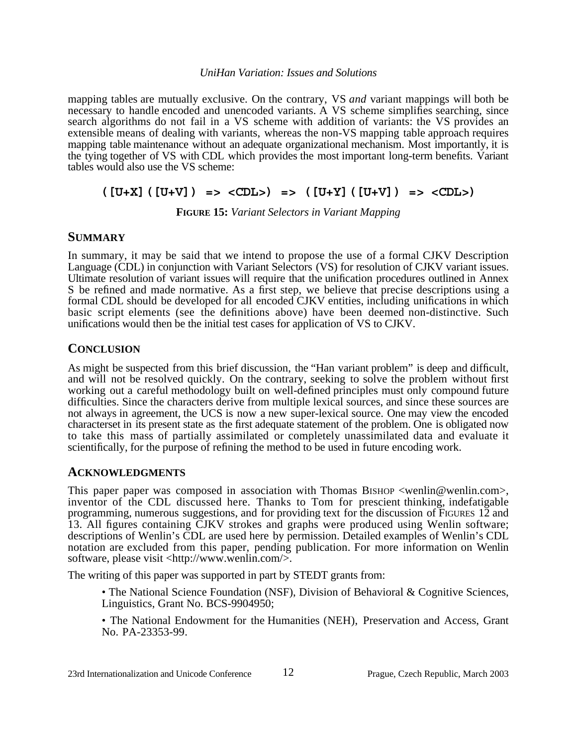mapping tables are mutually exclusive. On the contrary, VS *and* variant mappings will both be necessary to handle encoded and unencoded variants. A VS scheme simplifies searching, since search algorithms do not fail in a VS scheme with addition of variants: the VS provides an extensible means of dealing with variants, whereas the non-VS mapping table approach requires mapping table maintenance without an adequate organizational mechanism. Most importantly, it is the tying together of VS with CDL which provides the most important long-term benefits. Variant tables would also use the VS scheme:

```
([U+X]([U+V]) => <CDL>) => ([U+Y]([U+V]) => <CDL>)
```

**FIGURE 15:** *Variant Selectors in Variant Mapping*

## SUMMARY

In summary, it may be said that we intend to propose the use of a formal CJKV Description Language (CDL) in conjunction with Variant Selectors (VS) for resolution of CJKV variant issues. Ultimate resolution of variant issues will require that the unification procedures outlined in Annex S be refined and made normative. As a first step, we believe that precise descriptions using a formal CDL should be developed for all encoded CJKV entities, including unifications in which basic script elements (see the definitions above) have been deemed non-distinctive. Such unifications would then be the initial test cases for application of VS to CJKV.

## CONCLUSION

As might be suspected from this brief discussion, the “Han variant problem” is deep and difficult, and will not be resolved quickly. On the contrary, seeking to solve the problem without first working out a careful methodology built on well-defined principles must only compound future difficulties. Since the characters derive from multiple lexical sources, and since these sources are not always in agreement, the UCS is now a new super-lexical source. One may view the encoded characterset in its present state as the first adequate statement of the problem. One is obligated now to take this mass of partially assimilated or completely unassimilated data and evaluate it scientifically, for the purpose of refining the method to be used in future encoding work.

## ACKNOWLEDGMENTS

This paper paper was composed in association with Thomas BISHOP <wenlin@wenlin.com>, inventor of the CDL discussed here. Thanks to Tom for prescient thinking, indefatigable programming, numerous suggestions, and for providing text for the discussion of FIGURES 12 and 13. All figures containing CJKV strokes and graphs were produced using Wenlin software; descriptions of Wenlin’s CDL are used here by permission. Detailed examples of Wenlin’s CDL notation are excluded from this paper, pending publication. For more information on Wenlin software, please visit <http://www.wenlin.com/>.

The writing of this paper was supported in part by STEDT grants from:

- The National Science Foundation (NSF), Division of Behavioral & Cognitive Sciences, Linguistics, Grant No. BCS-9904950;
- The National Endowment for the Humanities (NEH), Preservation and Access, Grant No. PA-23353-99.